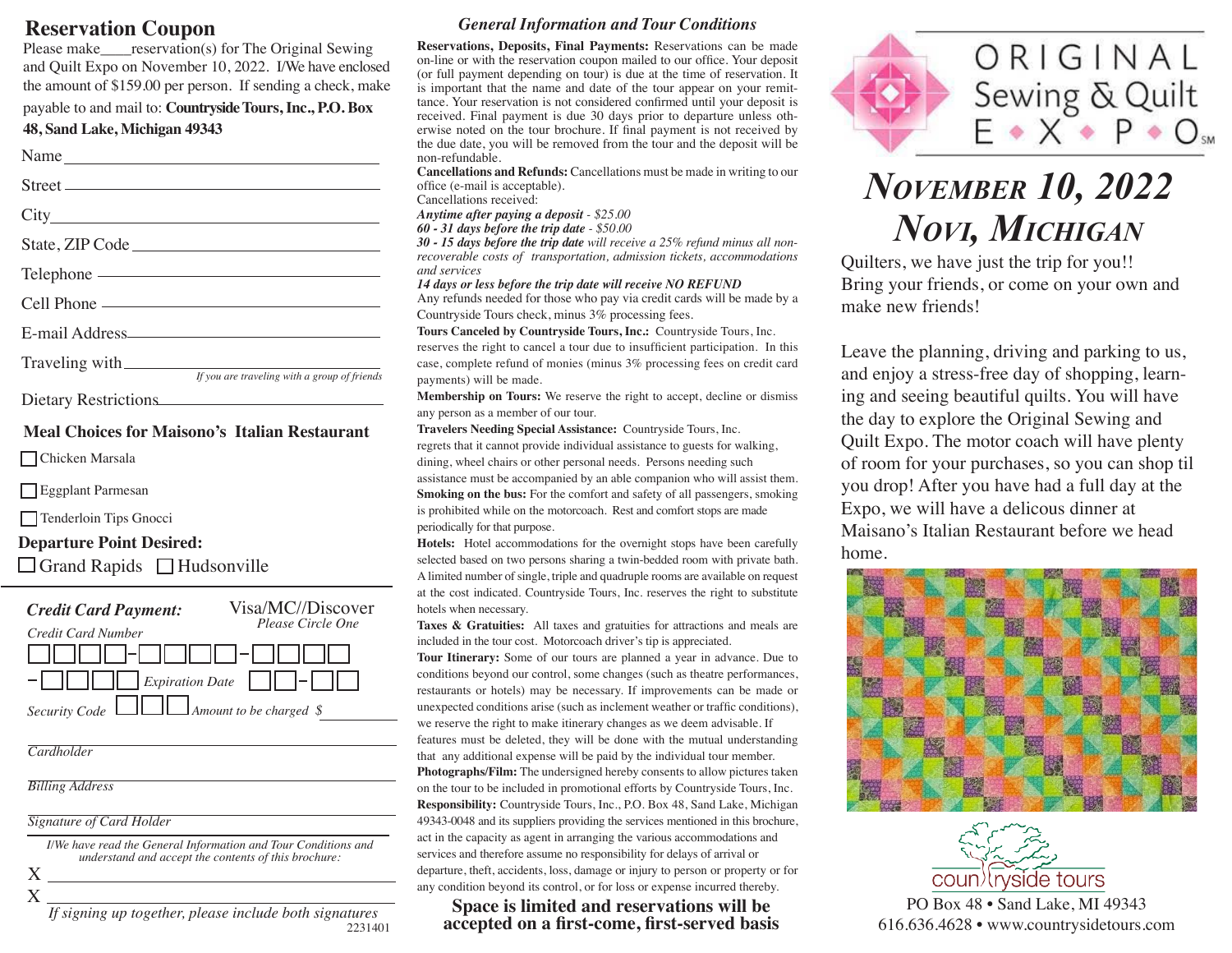## Reservation Coupon

Please make____reservation(s) for The Original Sewing and Quilt Expo on November 10, 2022. I/We have enclosed the amount of $159.00 per person. If sending a check, make payable to and mail to: **Countryside Tours, Inc., P.O. Box 48, Sand Lake, Michigan 49343**

Name ____________________

Street ____________________

City ____________________

State, ZIP Code ____________________

Telephone ____________________

Cell Phone ____________________

E-mail Address ____________________

Traveling with ____________________
*If you are traveling with a group of friends*

Dietary Restrictions ____________________

### Meal Choices for Maisono's Italian Restaurant

☐ Chicken Marsala

☐ Eggplant Parmesan

☐ Tenderloin Tips Gnocci

### Departure Point Desired:

☐ Grand Rapids ☐ Hudsonville

***Credit Card Payment:*** Visa/MC//Discover
*Please Circle One*

*Credit Card Number* ☐☐☐☐-☐☐☐☐-☐☐☐☐-☐☐☐☐ *Expiration Date* ☐☐-☐☐

*Security Code* ☐☐☐ *Amount to be charged $* ________

*Cardholder* ____________________

*Billing Address* ____________________

*Signature of Card Holder* ____________________

*I/We have read the General Information and Tour Conditions and understand and accept the contents of this brochure:*

X ____________________

X ____________________

*If signing up together, please include both signatures*

2231401

## *General Information and Tour Conditions*

**Reservations, Deposits, Final Payments:** Reservations can be made on-line or with the reservation coupon mailed to our office. Your deposit (or full payment depending on tour) is due at the time of reservation. It is important that the name and date of the tour appear on your remittance. Your reservation is not considered confirmed until your deposit is received. Final payment is due 30 days prior to departure unless otherwise noted on the tour brochure. If final payment is not received by the due date, you will be removed from the tour and the deposit will be non-refundable.

**Cancellations and Refunds:** Cancellations must be made in writing to our office (e-mail is acceptable).
Cancellations received:
***Anytime after paying a deposit*** *- $25.00*
***60 - 31 days before the trip date*** *- $50.00*
***30 - 15 days before the trip date*** *will receive a 25% refund minus all non-recoverable costs of transportation, admission tickets, accommodations and services*
***14 days or less before the trip date will receive NO REFUND***
Any refunds needed for those who pay via credit cards will be made by a Countryside Tours check, minus 3% processing fees.

**Tours Canceled by Countryside Tours, Inc.:** Countryside Tours, Inc. reserves the right to cancel a tour due to insufficient participation. In this case, complete refund of monies (minus 3% processing fees on credit card payments) will be made.

**Membership on Tours:** We reserve the right to accept, decline or dismiss any person as a member of our tour.

**Travelers Needing Special Assistance:** Countryside Tours, Inc. regrets that it cannot provide individual assistance to guests for walking, dining, wheel chairs or other personal needs. Persons needing such assistance must be accompanied by an able companion who will assist them.

**Smoking on the bus:** For the comfort and safety of all passengers, smoking is prohibited while on the motorcoach. Rest and comfort stops are made periodically for that purpose.

**Hotels:** Hotel accommodations for the overnight stops have been carefully selected based on two persons sharing a twin-bedded room with private bath. A limited number of single, triple and quadruple rooms are available on request at the cost indicated. Countryside Tours, Inc. reserves the right to substitute hotels when necessary.

**Taxes & Gratuities:** All taxes and gratuities for attractions and meals are included in the tour cost. Motorcoach driver's tip is appreciated.

**Tour Itinerary:** Some of our tours are planned a year in advance. Due to conditions beyond our control, some changes (such as theatre performances, restaurants or hotels) may be necessary. If improvements can be made or unexpected conditions arise (such as inclement weather or traffic conditions), we reserve the right to make itinerary changes as we deem advisable. If features must be deleted, they will be done with the mutual understanding that any additional expense will be paid by the individual tour member.

**Photographs/Film:** The undersigned hereby consents to allow pictures taken on the tour to be included in promotional efforts by Countryside Tours, Inc.

**Responsibility:** Countryside Tours, Inc., P.O. Box 48, Sand Lake, Michigan 49343-0048 and its suppliers providing the services mentioned in this brochure, act in the capacity as agent in arranging the various accommodations and services and therefore assume no responsibility for delays of arrival or departure, theft, accidents, loss, damage or injury to person or property or for any condition beyond its control, or for loss or expense incurred thereby.

**Space is limited and reservations will be accepted on a first-come, first-served basis**

# ORIGINAL Sewing & Quilt E • X • P • O℠

# *November 10, 2022*
# *Novi, Michigan*

Quilters, we have just the trip for you!! Bring your friends, or come on your own and make new friends!

Leave the planning, driving and parking to us, and enjoy a stress-free day of shopping, learning and seeing beautiful quilts. You will have the day to explore the Original Sewing and Quilt Expo. The motor coach will have plenty of room for your purchases, so you can shop til you drop! After you have had a full day at the Expo, we will have a delicous dinner at Maisano's Italian Restaurant before we head home.

countryside tours

PO Box 48 • Sand Lake, MI 49343
616.636.4628 • www.countrysidetours.com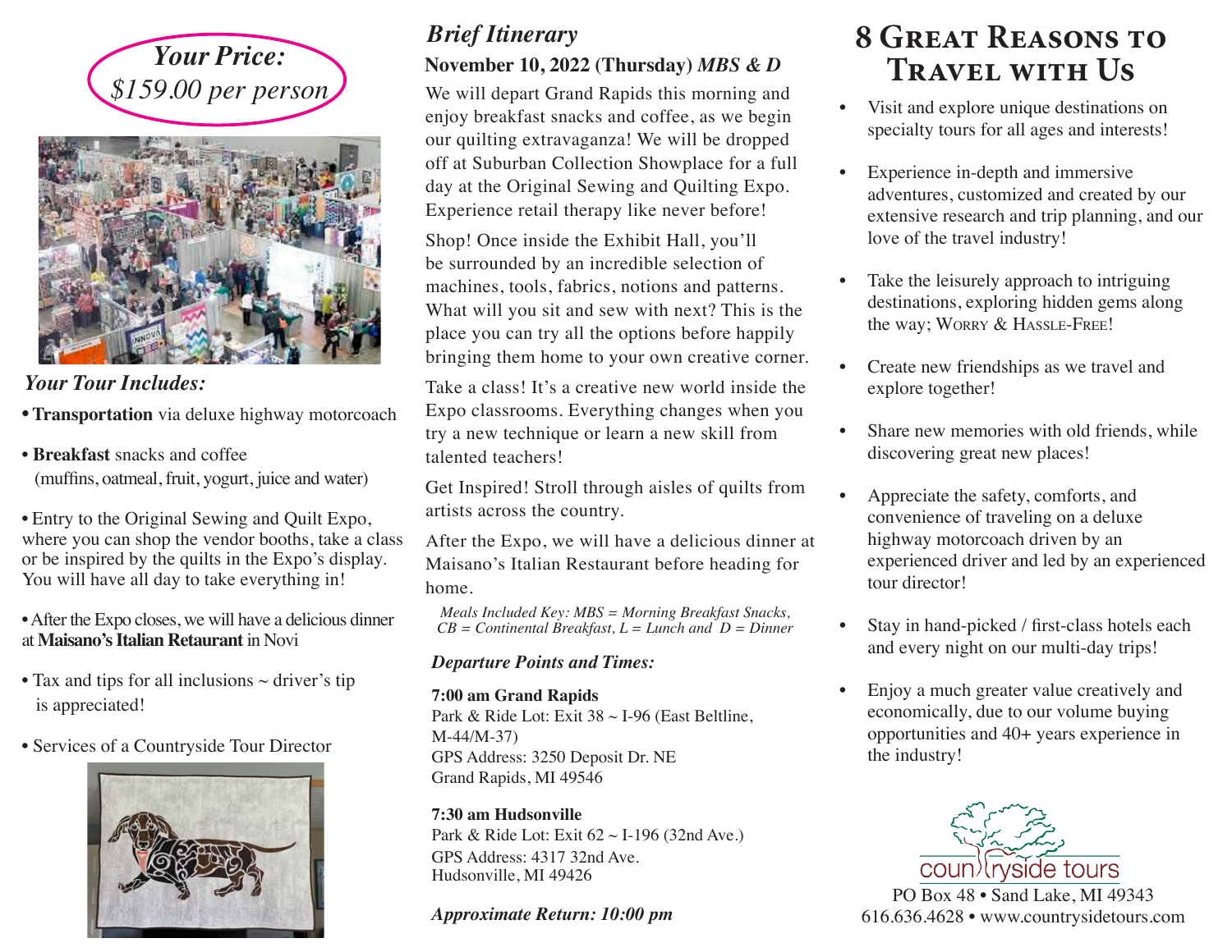*Your Price:*
*$159.00 per person*

### *Your Tour Includes:*

- **Transportation** via deluxe highway motorcoach
- **Breakfast** snacks and coffee (muffins, oatmeal, fruit, yogurt, juice and water)
- Entry to the Original Sewing and Quilt Expo, where you can shop the vendor booths, take a class or be inspired by the quilts in the Expo's display. You will have all day to take everything in!
- After the Expo closes, we will have a delicious dinner at **Maisano's Italian Retaurant** in Novi
- Tax and tips for all inclusions ~ driver's tip is appreciated!
- Services of a Countryside Tour Director

## *Brief Itinerary*

**November 10, 2022 (Thursday)** ***MBS & D***

We will depart Grand Rapids this morning and enjoy breakfast snacks and coffee, as we begin our quilting extravaganza! We will be dropped off at Suburban Collection Showplace for a full day at the Original Sewing and Quilting Expo. Experience retail therapy like never before!

Shop! Once inside the Exhibit Hall, you'll be surrounded by an incredible selection of machines, tools, fabrics, notions and patterns. What will you sit and sew with next? This is the place you can try all the options before happily bringing them home to your own creative corner.

Take a class! It's a creative new world inside the Expo classrooms. Everything changes when you try a new technique or learn a new skill from talented teachers!

Get Inspired! Stroll through aisles of quilts from artists across the country.

After the Expo, we will have a delicious dinner at Maisano's Italian Restaurant before heading for home.

*Meals Included Key: MBS = Morning Breakfast Snacks, CB = Continental Breakfast, L = Lunch and D = Dinner*

### *Departure Points and Times:*

**7:00 am Grand Rapids**
Park & Ride Lot: Exit 38 ~ I-96 (East Beltline, M-44/M-37)
GPS Address: 3250 Deposit Dr. NE
Grand Rapids, MI 49546

**7:30 am Hudsonville**
Park & Ride Lot: Exit 62 ~ I-196 (32nd Ave.)
GPS Address: 4317 32nd Ave.
Hudsonville, MI 49426

***Approximate Return: 10:00 pm***

## 8 Great Reasons to Travel with Us

- Visit and explore unique destinations on specialty tours for all ages and interests!
- Experience in-depth and immersive adventures, customized and created by our extensive research and trip planning, and our love of the travel industry!
- Take the leisurely approach to intriguing destinations, exploring hidden gems along the way; Worry & Hassle-Free!
- Create new friendships as we travel and explore together!
- Share new memories with old friends, while discovering great new places!
- Appreciate the safety, comforts, and convenience of traveling on a deluxe highway motorcoach driven by an experienced driver and led by an experienced tour director!
- Stay in hand-picked / first-class hotels each and every night on our multi-day trips!
- Enjoy a much greater value creatively and economically, due to our volume buying opportunities and 40+ years experience in the industry!

countryside tours
PO Box 48 • Sand Lake, MI 49343
616.636.4628 • www.countrysidetours.com